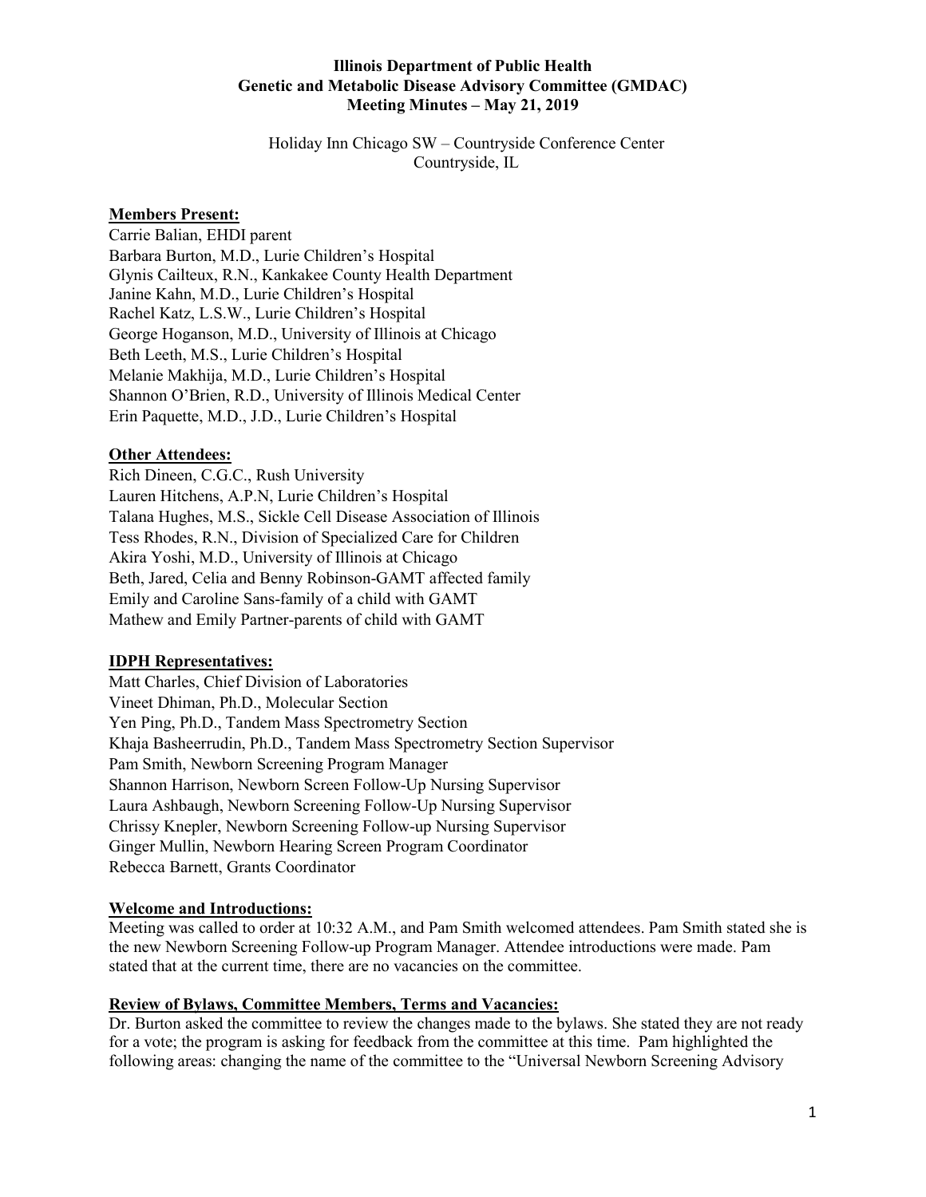**Illinois Department of Public Health**
**Genetic and Metabolic Disease Advisory Committee (GMDAC)**
**Meeting Minutes – May 21, 2019**

Holiday Inn Chicago SW – Countryside Conference Center
Countryside, IL

**Members Present:**

Carrie Balian, EHDI parent
Barbara Burton, M.D., Lurie Children's Hospital
Glynis Cailteux, R.N., Kankakee County Health Department
Janine Kahn, M.D., Lurie Children's Hospital
Rachel Katz, L.S.W., Lurie Children's Hospital
George Hoganson, M.D., University of Illinois at Chicago
Beth Leeth, M.S., Lurie Children's Hospital
Melanie Makhija, M.D., Lurie Children's Hospital
Shannon O'Brien, R.D., University of Illinois Medical Center
Erin Paquette, M.D., J.D., Lurie Children's Hospital

**Other Attendees:**

Rich Dineen, C.G.C., Rush University
Lauren Hitchens, A.P.N, Lurie Children's Hospital
Talana Hughes, M.S., Sickle Cell Disease Association of Illinois
Tess Rhodes, R.N., Division of Specialized Care for Children
Akira Yoshi, M.D., University of Illinois at Chicago
Beth, Jared, Celia and Benny Robinson-GAMT affected family
Emily and Caroline Sans-family of a child with GAMT
Mathew and Emily Partner-parents of child with GAMT

**IDPH Representatives:**

Matt Charles, Chief Division of Laboratories
Vineet Dhiman, Ph.D., Molecular Section
Yen Ping, Ph.D., Tandem Mass Spectrometry Section
Khaja Basheerrudin, Ph.D., Tandem Mass Spectrometry Section Supervisor
Pam Smith, Newborn Screening Program Manager
Shannon Harrison, Newborn Screen Follow-Up Nursing Supervisor
Laura Ashbaugh, Newborn Screening Follow-Up Nursing Supervisor
Chrissy Knepler, Newborn Screening Follow-up Nursing Supervisor
Ginger Mullin, Newborn Hearing Screen Program Coordinator
Rebecca Barnett, Grants Coordinator

**Welcome and Introductions:**

Meeting was called to order at 10:32 A.M., and Pam Smith welcomed attendees. Pam Smith stated she is the new Newborn Screening Follow-up Program Manager. Attendee introductions were made. Pam stated that at the current time, there are no vacancies on the committee.

**Review of Bylaws, Committee Members, Terms and Vacancies:**

Dr. Burton asked the committee to review the changes made to the bylaws. She stated they are not ready for a vote; the program is asking for feedback from the committee at this time. Pam highlighted the following areas: changing the name of the committee to the "Universal Newborn Screening Advisory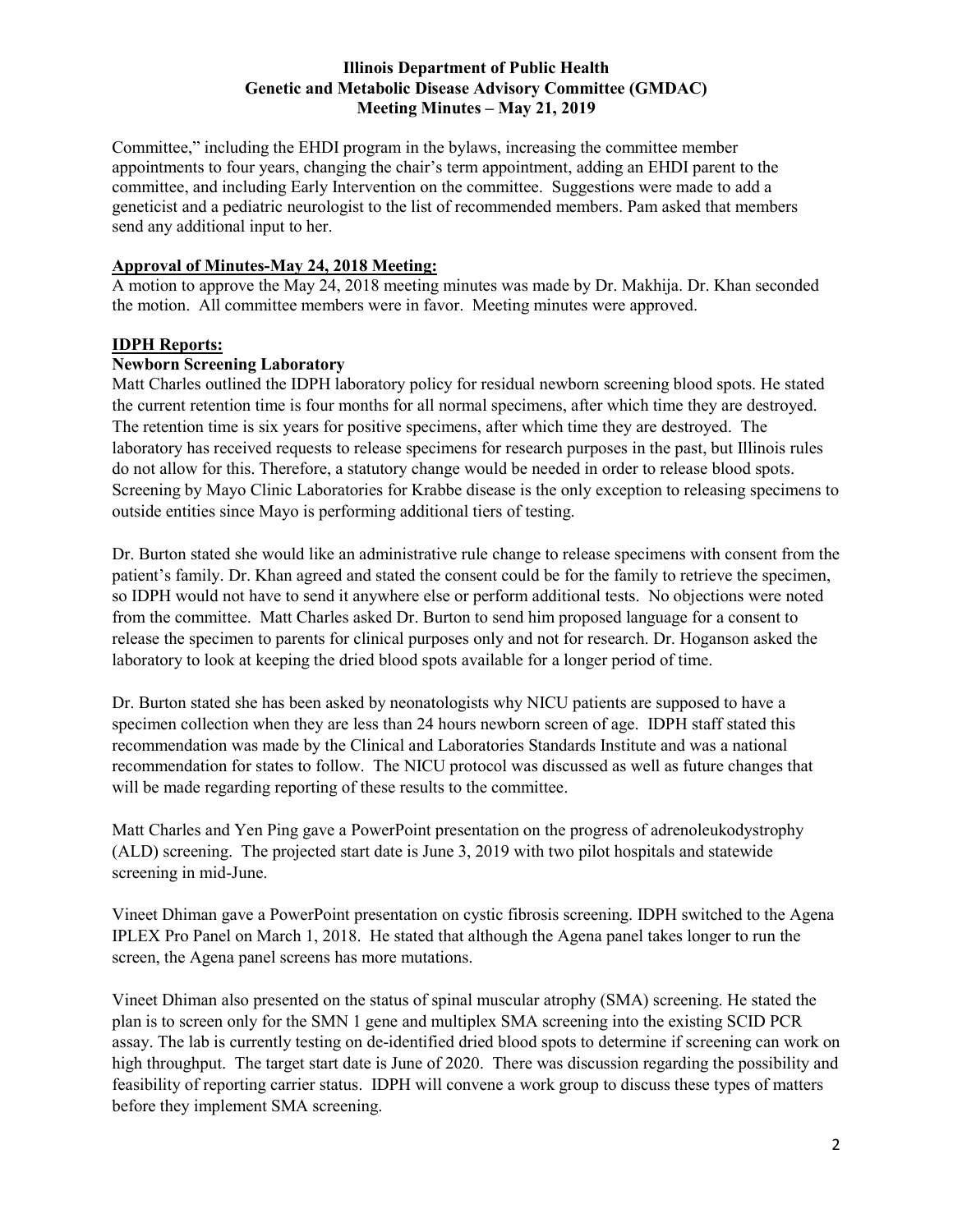Committee," including the EHDI program in the bylaws, increasing the committee member appointments to four years, changing the chair's term appointment, adding an EHDI parent to the committee, and including Early Intervention on the committee. Suggestions were made to add a geneticist and a pediatric neurologist to the list of recommended members. Pam asked that members send any additional input to her.

**Approval of Minutes-May 24, 2018 Meeting:**

A motion to approve the May 24, 2018 meeting minutes was made by Dr. Makhija. Dr. Khan seconded the motion. All committee members were in favor. Meeting minutes were approved.

**IDPH Reports:**

**Newborn Screening Laboratory**

Matt Charles outlined the IDPH laboratory policy for residual newborn screening blood spots. He stated the current retention time is four months for all normal specimens, after which time they are destroyed. The retention time is six years for positive specimens, after which time they are destroyed. The laboratory has received requests to release specimens for research purposes in the past, but Illinois rules do not allow for this. Therefore, a statutory change would be needed in order to release blood spots. Screening by Mayo Clinic Laboratories for Krabbe disease is the only exception to releasing specimens to outside entities since Mayo is performing additional tiers of testing.

Dr. Burton stated she would like an administrative rule change to release specimens with consent from the patient's family. Dr. Khan agreed and stated the consent could be for the family to retrieve the specimen, so IDPH would not have to send it anywhere else or perform additional tests. No objections were noted from the committee. Matt Charles asked Dr. Burton to send him proposed language for a consent to release the specimen to parents for clinical purposes only and not for research. Dr. Hoganson asked the laboratory to look at keeping the dried blood spots available for a longer period of time.

Dr. Burton stated she has been asked by neonatologists why NICU patients are supposed to have a specimen collection when they are less than 24 hours newborn screen of age. IDPH staff stated this recommendation was made by the Clinical and Laboratories Standards Institute and was a national recommendation for states to follow. The NICU protocol was discussed as well as future changes that will be made regarding reporting of these results to the committee.

Matt Charles and Yen Ping gave a PowerPoint presentation on the progress of adrenoleukodystrophy (ALD) screening. The projected start date is June 3, 2019 with two pilot hospitals and statewide screening in mid-June.

Vineet Dhiman gave a PowerPoint presentation on cystic fibrosis screening. IDPH switched to the Agena IPLEX Pro Panel on March 1, 2018. He stated that although the Agena panel takes longer to run the screen, the Agena panel screens has more mutations.

Vineet Dhiman also presented on the status of spinal muscular atrophy (SMA) screening. He stated the plan is to screen only for the SMN 1 gene and multiplex SMA screening into the existing SCID PCR assay. The lab is currently testing on de-identified dried blood spots to determine if screening can work on high throughput. The target start date is June of 2020. There was discussion regarding the possibility and feasibility of reporting carrier status. IDPH will convene a work group to discuss these types of matters before they implement SMA screening.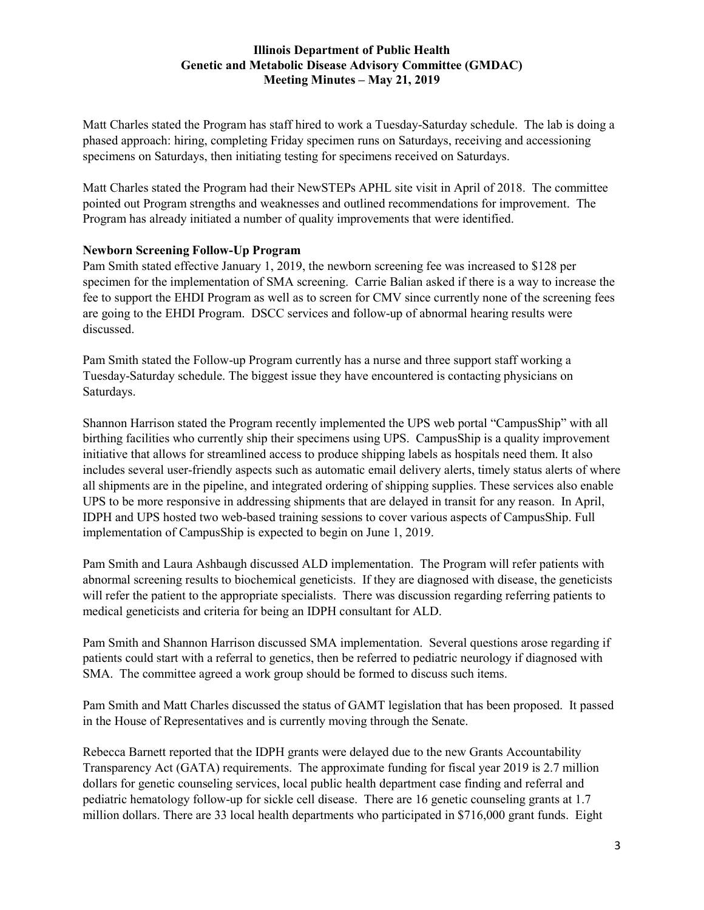Matt Charles stated the Program has staff hired to work a Tuesday-Saturday schedule. The lab is doing a phased approach: hiring, completing Friday specimen runs on Saturdays, receiving and accessioning specimens on Saturdays, then initiating testing for specimens received on Saturdays.

Matt Charles stated the Program had their NewSTEPs APHL site visit in April of 2018. The committee pointed out Program strengths and weaknesses and outlined recommendations for improvement. The Program has already initiated a number of quality improvements that were identified.

**Newborn Screening Follow-Up Program**

Pam Smith stated effective January 1, 2019, the newborn screening fee was increased to $128 per specimen for the implementation of SMA screening. Carrie Balian asked if there is a way to increase the fee to support the EHDI Program as well as to screen for CMV since currently none of the screening fees are going to the EHDI Program. DSCC services and follow-up of abnormal hearing results were discussed.

Pam Smith stated the Follow-up Program currently has a nurse and three support staff working a Tuesday-Saturday schedule. The biggest issue they have encountered is contacting physicians on Saturdays.

Shannon Harrison stated the Program recently implemented the UPS web portal "CampusShip" with all birthing facilities who currently ship their specimens using UPS. CampusShip is a quality improvement initiative that allows for streamlined access to produce shipping labels as hospitals need them. It also includes several user-friendly aspects such as automatic email delivery alerts, timely status alerts of where all shipments are in the pipeline, and integrated ordering of shipping supplies. These services also enable UPS to be more responsive in addressing shipments that are delayed in transit for any reason. In April, IDPH and UPS hosted two web-based training sessions to cover various aspects of CampusShip. Full implementation of CampusShip is expected to begin on June 1, 2019.

Pam Smith and Laura Ashbaugh discussed ALD implementation. The Program will refer patients with abnormal screening results to biochemical geneticists. If they are diagnosed with disease, the geneticists will refer the patient to the appropriate specialists. There was discussion regarding referring patients to medical geneticists and criteria for being an IDPH consultant for ALD.

Pam Smith and Shannon Harrison discussed SMA implementation. Several questions arose regarding if patients could start with a referral to genetics, then be referred to pediatric neurology if diagnosed with SMA. The committee agreed a work group should be formed to discuss such items.

Pam Smith and Matt Charles discussed the status of GAMT legislation that has been proposed. It passed in the House of Representatives and is currently moving through the Senate.

Rebecca Barnett reported that the IDPH grants were delayed due to the new Grants Accountability Transparency Act (GATA) requirements. The approximate funding for fiscal year 2019 is 2.7 million dollars for genetic counseling services, local public health department case finding and referral and pediatric hematology follow-up for sickle cell disease. There are 16 genetic counseling grants at 1.7 million dollars. There are 33 local health departments who participated in $716,000 grant funds. Eight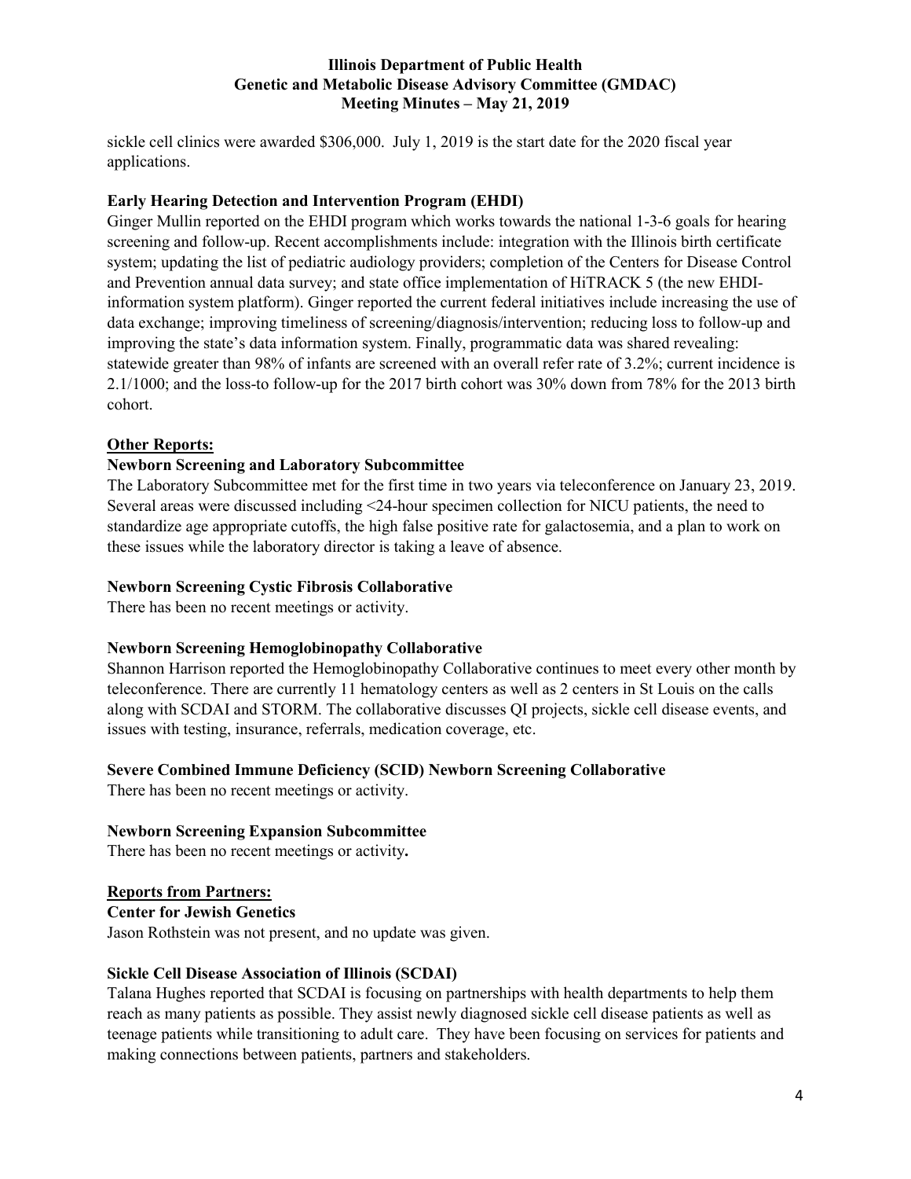sickle cell clinics were awarded $306,000. July 1, 2019 is the start date for the 2020 fiscal year applications.

**Early Hearing Detection and Intervention Program (EHDI)**

Ginger Mullin reported on the EHDI program which works towards the national 1-3-6 goals for hearing screening and follow-up. Recent accomplishments include: integration with the Illinois birth certificate system; updating the list of pediatric audiology providers; completion of the Centers for Disease Control and Prevention annual data survey; and state office implementation of HiTRACK 5 (the new EHDI-information system platform). Ginger reported the current federal initiatives include increasing the use of data exchange; improving timeliness of screening/diagnosis/intervention; reducing loss to follow-up and improving the state's data information system. Finally, programmatic data was shared revealing: statewide greater than 98% of infants are screened with an overall refer rate of 3.2%; current incidence is 2.1/1000; and the loss-to follow-up for the 2017 birth cohort was 30% down from 78% for the 2013 birth cohort.

## Other Reports:

**Newborn Screening and Laboratory Subcommittee**

The Laboratory Subcommittee met for the first time in two years via teleconference on January 23, 2019. Several areas were discussed including <24-hour specimen collection for NICU patients, the need to standardize age appropriate cutoffs, the high false positive rate for galactosemia, and a plan to work on these issues while the laboratory director is taking a leave of absence.

**Newborn Screening Cystic Fibrosis Collaborative**

There has been no recent meetings or activity.

**Newborn Screening Hemoglobinopathy Collaborative**

Shannon Harrison reported the Hemoglobinopathy Collaborative continues to meet every other month by teleconference. There are currently 11 hematology centers as well as 2 centers in St Louis on the calls along with SCDAI and STORM. The collaborative discusses QI projects, sickle cell disease events, and issues with testing, insurance, referrals, medication coverage, etc.

**Severe Combined Immune Deficiency (SCID) Newborn Screening Collaborative**

There has been no recent meetings or activity.

**Newborn Screening Expansion Subcommittee**

There has been no recent meetings or activity**.**

## Reports from Partners:

**Center for Jewish Genetics**

Jason Rothstein was not present, and no update was given.

**Sickle Cell Disease Association of Illinois (SCDAI)**

Talana Hughes reported that SCDAI is focusing on partnerships with health departments to help them reach as many patients as possible. They assist newly diagnosed sickle cell disease patients as well as teenage patients while transitioning to adult care. They have been focusing on services for patients and making connections between patients, partners and stakeholders.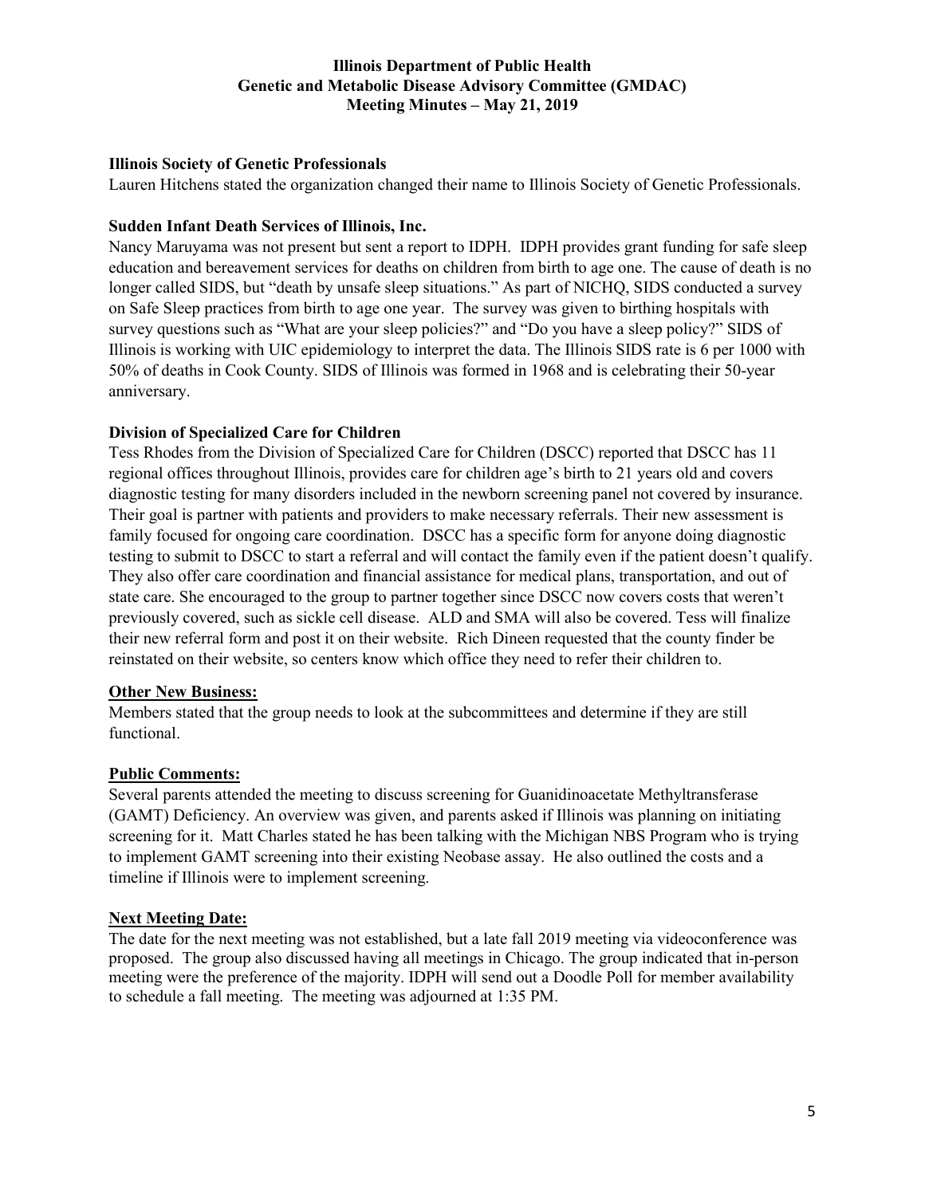# Illinois Department of Public Health
# Genetic and Metabolic Disease Advisory Committee (GMDAC)
# Meeting Minutes – May 21, 2019

**Illinois Society of Genetic Professionals**

Lauren Hitchens stated the organization changed their name to Illinois Society of Genetic Professionals.

**Sudden Infant Death Services of Illinois, Inc.**

Nancy Maruyama was not present but sent a report to IDPH. IDPH provides grant funding for safe sleep education and bereavement services for deaths on children from birth to age one. The cause of death is no longer called SIDS, but "death by unsafe sleep situations." As part of NICHQ, SIDS conducted a survey on Safe Sleep practices from birth to age one year. The survey was given to birthing hospitals with survey questions such as "What are your sleep policies?" and "Do you have a sleep policy?" SIDS of Illinois is working with UIC epidemiology to interpret the data. The Illinois SIDS rate is 6 per 1000 with 50% of deaths in Cook County. SIDS of Illinois was formed in 1968 and is celebrating their 50-year anniversary.

**Division of Specialized Care for Children**

Tess Rhodes from the Division of Specialized Care for Children (DSCC) reported that DSCC has 11 regional offices throughout Illinois, provides care for children age's birth to 21 years old and covers diagnostic testing for many disorders included in the newborn screening panel not covered by insurance. Their goal is partner with patients and providers to make necessary referrals. Their new assessment is family focused for ongoing care coordination. DSCC has a specific form for anyone doing diagnostic testing to submit to DSCC to start a referral and will contact the family even if the patient doesn't qualify. They also offer care coordination and financial assistance for medical plans, transportation, and out of state care. She encouraged to the group to partner together since DSCC now covers costs that weren't previously covered, such as sickle cell disease. ALD and SMA will also be covered. Tess will finalize their new referral form and post it on their website. Rich Dineen requested that the county finder be reinstated on their website, so centers know which office they need to refer their children to.

**Other New Business:**

Members stated that the group needs to look at the subcommittees and determine if they are still functional.

**Public Comments:**

Several parents attended the meeting to discuss screening for Guanidinoacetate Methyltransferase (GAMT) Deficiency. An overview was given, and parents asked if Illinois was planning on initiating screening for it. Matt Charles stated he has been talking with the Michigan NBS Program who is trying to implement GAMT screening into their existing Neobase assay. He also outlined the costs and a timeline if Illinois were to implement screening.

**Next Meeting Date:**

The date for the next meeting was not established, but a late fall 2019 meeting via videoconference was proposed. The group also discussed having all meetings in Chicago. The group indicated that in-person meeting were the preference of the majority. IDPH will send out a Doodle Poll for member availability to schedule a fall meeting. The meeting was adjourned at 1:35 PM.